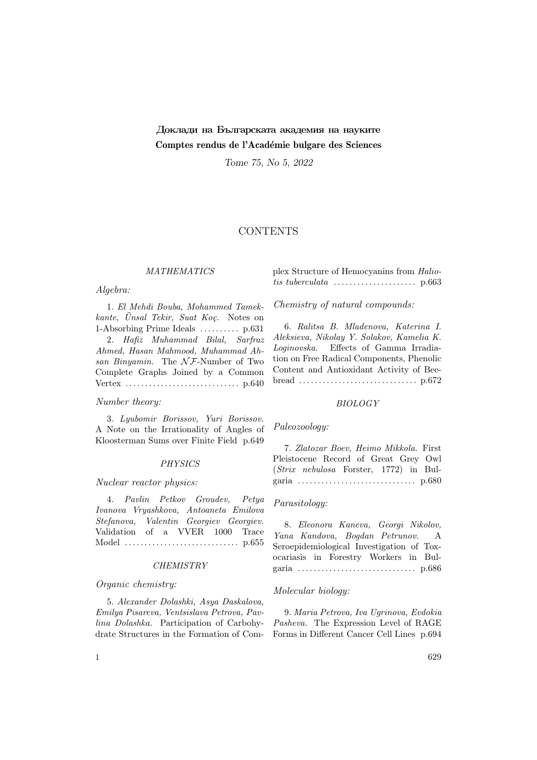**Доклади на Българската академия на науките**

**Comptes rendus de l'Académie bulgare des Sciences**

*Tome 75, No 5, 2022*

# CONTENTS

## *MATHEMATICS*

### *Algebra:*

1. *El Mehdi Bouba, Mohammed Tamekkante, Ünsal Tekir, Suat Koç.* Notes on 1-Absorbing Prime Ideals .......... p.631

2. *Hafiz Muhammad Bilal, Sarfraz Ahmed, Hasan Mahmood, Muhammad Ahsan Binyamin.* The $\mathcal{NF}$-Number of Two Complete Graphs Joined by a Common Vertex ............................ p.640

### *Number theory:*

3. *Lyubomir Borissov, Yuri Borissov.* A Note on the Irrationality of Angles of Kloosterman Sums over Finite Field p.649

## *PHYSICS*

### *Nuclear reactor physics:*

4. *Pavlin Petkov Groudev, Petya Ivanova Vryashkova, Antoaneta Emilova Stefanova, Valentin Georgiev Georgiev.* Validation of a VVER 1000 Trace Model ............................ p.655

## *CHEMISTRY*

### *Organic chemistry:*

5. *Alexander Dolashki, Asya Daskalova, Emilya Pisareva, Ventsislava Petrova, Pavlina Dolashka.* Participation of Carbohydrate Structures in the Formation of Complex Structure of Hemocyanins from *Haliotis tuberculata* ..................... p.663

### *Chemistry of natural compounds:*

6. *Ralitsa B. Mladenova, Katerina I. Aleksieva, Nikolay Y. Solakov, Kamelia K. Loginovska.* Effects of Gamma Irradiation on Free Radical Components, Phenolic Content and Antioxidant Activity of Beebread ............................. p.672

## *BIOLOGY*

### *Paleozoology:*

7. *Zlatozar Boev, Heimo Mikkola.* First Pleistocene Record of Great Grey Owl (*Strix nebulosa* Forster, 1772) in Bulgaria ............................. p.680

### *Parasitology:*

8. *Eleonora Kaneva, Georgi Nikolov, Yana Kandova, Bogdan Petrunov.* A Seroepidemiological Investigation of Toxocariasis in Forestry Workers in Bulgaria ............................. p.686

### *Molecular biology:*

9. *Maria Petrova, Iva Ugrinova, Evdokia Pasheva.* The Expression Level of RAGE Forms in Different Cancer Cell Lines p.694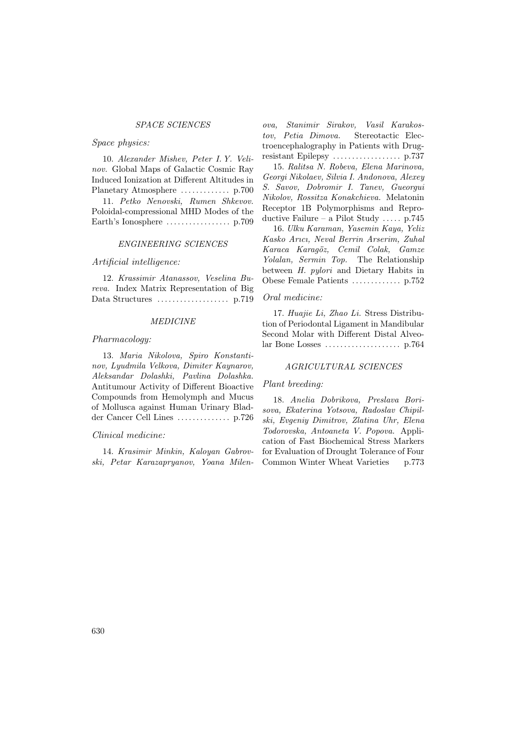*SPACE SCIENCES*

*Space physics:*

10. *Alexander Mishev, Peter I. Y. Velinov.* Global Maps of Galactic Cosmic Ray Induced Ionization at Different Altitudes in Planetary Atmosphere . . . . . . . . . . . . . p.700

11. *Petko Nenovski, Rumen Shkevov.* Poloidal-compressional MHD Modes of the Earth's Ionosphere . . . . . . . . . . . . . . . . . p.709

*ENGINEERING SCIENCES*

*Artificial intelligence:*

12. *Krassimir Atanassov, Veselina Bureva.* Index Matrix Representation of Big Data Structures . . . . . . . . . . . . . . . . . . . p.719

*MEDICINE*

*Pharmacology:*

13. *Maria Nikolova, Spiro Konstantinov, Lyudmila Velkova, Dimiter Kaynarov, Aleksandar Dolashki, Pavlina Dolashka.* Antitumour Activity of Different Bioactive Compounds from Hemolymph and Mucus of Mollusca against Human Urinary Bladder Cancer Cell Lines . . . . . . . . . . . . . . p.726

*Clinical medicine:*

14. *Krasimir Minkin, Kaloyan Gabrovski, Petar Karazapryanov, Yoana Milenova, Stanimir Sirakov, Vasil Karakostov, Petia Dimova.* Stereotactic Electroencephalography in Patients with Drug-resistant Epilepsy . . . . . . . . . . . . . . . . . . p.737

15. *Ralitsa N. Robeva, Elena Marinova, Georgi Nikolaev, Silvia I. Andonova, Alexey S. Savov, Dobromir I. Tanev, Gueorgui Nikolov, Rossitza Konakchieva.* Melatonin Receptor 1B Polymorphisms and Reproductive Failure – a Pilot Study . . . . . p.745

16. *Ulku Karaman, Yasemin Kaya, Yeliz Kasko Arıcı, Neval Berrin Arserim, Zuhal Karaca Karagöz, Cemil Colak, Gamze Yolalan, Sermin Top.* The Relationship between *H. pylori* and Dietary Habits in Obese Female Patients . . . . . . . . . . . . . p.752

*Oral medicine:*

17. *Huajie Li, Zhao Li.* Stress Distribution of Periodontal Ligament in Mandibular Second Molar with Different Distal Alveolar Bone Losses . . . . . . . . . . . . . . . . . . . . p.764

*AGRICULTURAL SCIENCES*

*Plant breeding:*

18. *Anelia Dobrikova, Preslava Borisova, Ekaterina Yotsova, Radoslav Chipilski, Evgeniy Dimitrov, Zlatina Uhr, Elena Todorovska, Antoaneta V. Popova.* Application of Fast Biochemical Stress Markers for Evaluation of Drought Tolerance of Four Common Winter Wheat Varieties p.773